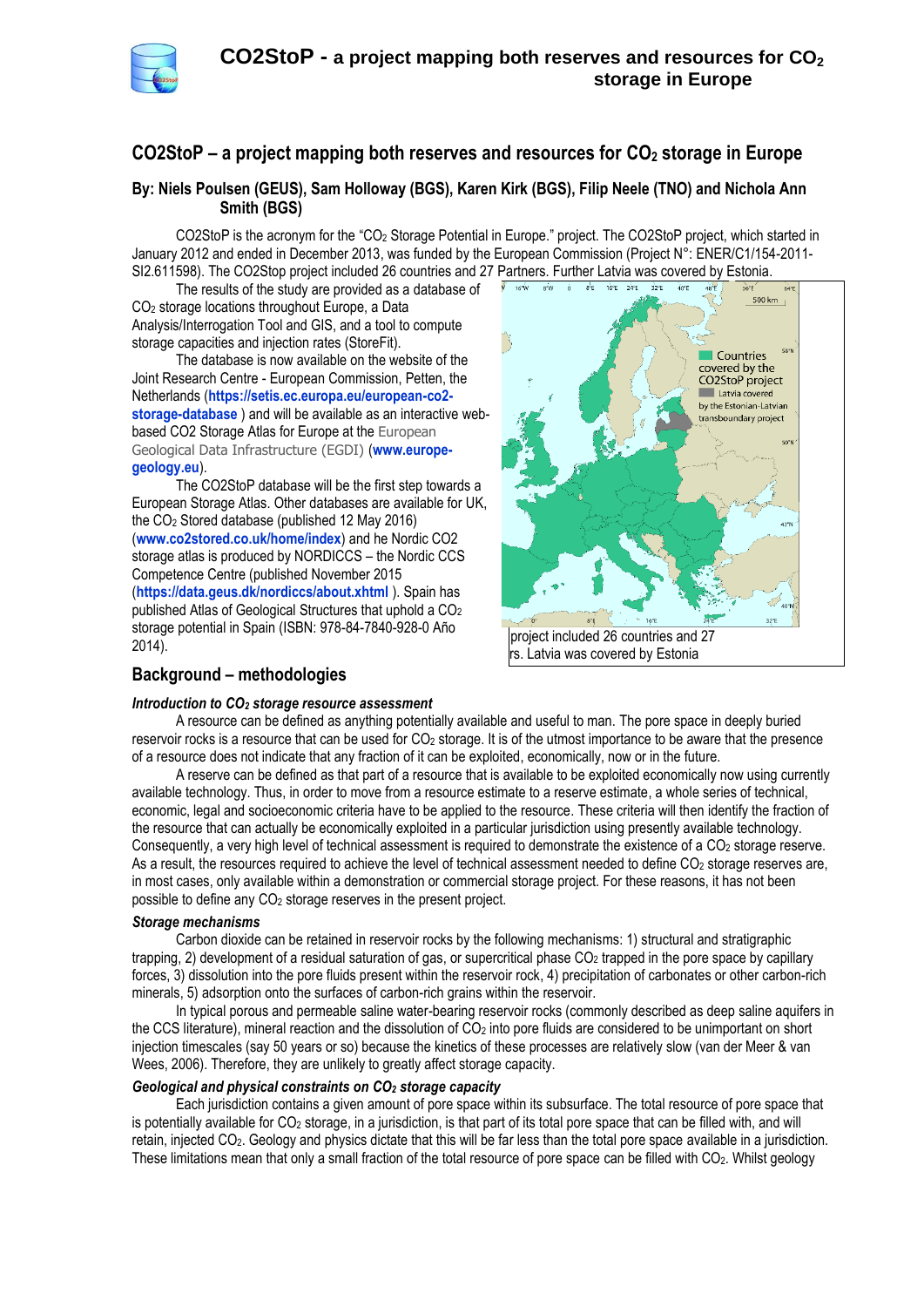# CO2StoP – a project mapping both reserves and resources for $CO_2$ storage in Europe

**By: Niels Poulsen (GEUS), Sam Holloway (BGS), Karen Kirk (BGS), Filip Neele (TNO) and Nichola Ann Smith (BGS)**

CO2StoP is the acronym for the "$CO_2$ Storage Potential in Europe." project. The CO2StoP project, which started in January 2012 and ended in December 2013, was funded by the European Commission (Project N°: ENER/C1/154-2011-SI2.611598). The CO2Stop project included 26 countries and 27 Partners. Further Latvia was covered by Estonia.

The results of the study are provided as a database of $CO_2$ storage locations throughout Europe, a Data Analysis/Interrogation Tool and GIS, and a tool to compute storage capacities and injection rates (StoreFit).

The database is now available on the website of the Joint Research Centre - European Commission, Petten, the Netherlands (**https://setis.ec.europa.eu/european-co2-storage-database** ) and will be available as an interactive web-based CO2 Storage Atlas for Europe at the European Geological Data Infrastructure (EGDI) (**www.europe-geology.eu**).

The CO2StoP database will be the first step towards a European Storage Atlas. Other databases are available for UK, the $CO_2$ Stored database (published 12 May 2016) (**www.co2stored.co.uk/home/index**) and he Nordic CO2 storage atlas is produced by NORDICCS – the Nordic CCS Competence Centre (published November 2015 (**https://data.geus.dk/nordiccs/about.xhtml** ). Spain has published Atlas of Geological Structures that uphold a $CO_2$ storage potential in Spain (ISBN: 978-84-7840-928-0 Año 2014).

project included 26 countries and 27 rs. Latvia was covered by Estonia

## Background – methodologies

### *Introduction to $CO_2$ storage resource assessment*

A resource can be defined as anything potentially available and useful to man. The pore space in deeply buried reservoir rocks is a resource that can be used for $CO_2$ storage. It is of the utmost importance to be aware that the presence of a resource does not indicate that any fraction of it can be exploited, economically, now or in the future.

A reserve can be defined as that part of a resource that is available to be exploited economically now using currently available technology. Thus, in order to move from a resource estimate to a reserve estimate, a whole series of technical, economic, legal and socioeconomic criteria have to be applied to the resource. These criteria will then identify the fraction of the resource that can actually be economically exploited in a particular jurisdiction using presently available technology. Consequently, a very high level of technical assessment is required to demonstrate the existence of a $CO_2$ storage reserve. As a result, the resources required to achieve the level of technical assessment needed to define $CO_2$ storage reserves are, in most cases, only available within a demonstration or commercial storage project. For these reasons, it has not been possible to define any $CO_2$ storage reserves in the present project.

### *Storage mechanisms*

Carbon dioxide can be retained in reservoir rocks by the following mechanisms: 1) structural and stratigraphic trapping, 2) development of a residual saturation of gas, or supercritical phase $CO_2$ trapped in the pore space by capillary forces, 3) dissolution into the pore fluids present within the reservoir rock, 4) precipitation of carbonates or other carbon-rich minerals, 5) adsorption onto the surfaces of carbon-rich grains within the reservoir.

In typical porous and permeable saline water-bearing reservoir rocks (commonly described as deep saline aquifers in the CCS literature), mineral reaction and the dissolution of $CO_2$ into pore fluids are considered to be unimportant on short injection timescales (say 50 years or so) because the kinetics of these processes are relatively slow (van der Meer & van Wees, 2006). Therefore, they are unlikely to greatly affect storage capacity.

### *Geological and physical constraints on $CO_2$ storage capacity*

Each jurisdiction contains a given amount of pore space within its subsurface. The total resource of pore space that is potentially available for $CO_2$ storage, in a jurisdiction, is that part of its total pore space that can be filled with, and will retain, injected $CO_2$. Geology and physics dictate that this will be far less than the total pore space available in a jurisdiction. These limitations mean that only a small fraction of the total resource of pore space can be filled with $CO_2$. Whilst geology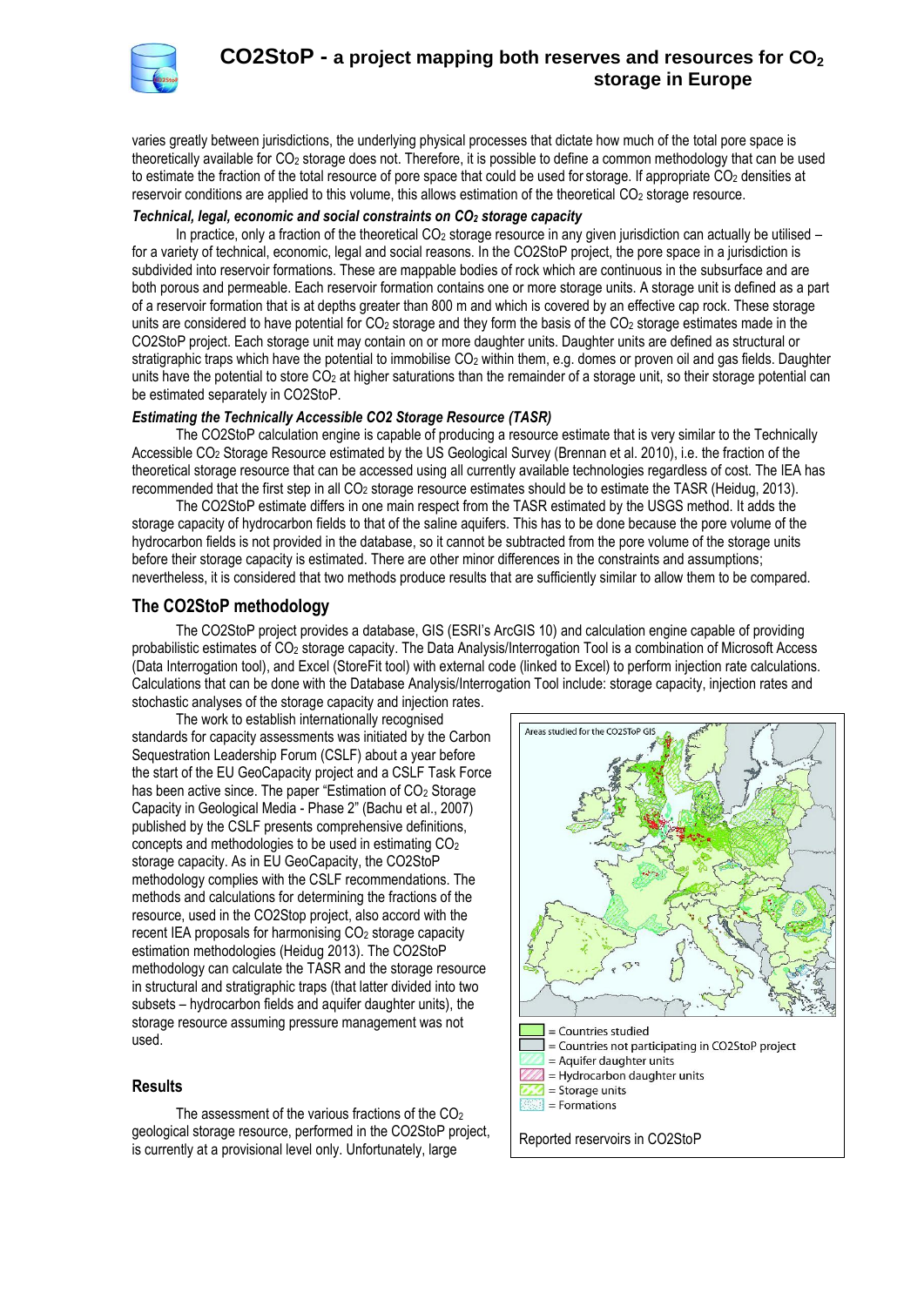varies greatly between jurisdictions, the underlying physical processes that dictate how much of the total pore space is theoretically available for $CO_2$ storage does not. Therefore, it is possible to define a common methodology that can be used to estimate the fraction of the total resource of pore space that could be used for storage. If appropriate $CO_2$ densities at reservoir conditions are applied to this volume, this allows estimation of the theoretical $CO_2$ storage resource.

### *Technical, legal, economic and social constraints on $CO_2$ storage capacity*

In practice, only a fraction of the theoretical $CO_2$ storage resource in any given jurisdiction can actually be utilised – for a variety of technical, economic, legal and social reasons. In the CO2StoP project, the pore space in a jurisdiction is subdivided into reservoir formations. These are mappable bodies of rock which are continuous in the subsurface and are both porous and permeable. Each reservoir formation contains one or more storage units. A storage unit is defined as a part of a reservoir formation that is at depths greater than 800 m and which is covered by an effective cap rock. These storage units are considered to have potential for $CO_2$ storage and they form the basis of the $CO_2$ storage estimates made in the CO2StoP project. Each storage unit may contain on or more daughter units. Daughter units are defined as structural or stratigraphic traps which have the potential to immobilise $CO_2$ within them, e.g. domes or proven oil and gas fields. Daughter units have the potential to store $CO_2$ at higher saturations than the remainder of a storage unit, so their storage potential can be estimated separately in CO2StoP.

### *Estimating the Technically Accessible CO2 Storage Resource (TASR)*

The CO2StoP calculation engine is capable of producing a resource estimate that is very similar to the Technically Accessible $CO_2$ Storage Resource estimated by the US Geological Survey (Brennan et al. 2010), i.e. the fraction of the theoretical storage resource that can be accessed using all currently available technologies regardless of cost. The IEA has recommended that the first step in all $CO_2$ storage resource estimates should be to estimate the TASR (Heidug, 2013).

The CO2StoP estimate differs in one main respect from the TASR estimated by the USGS method. It adds the storage capacity of hydrocarbon fields to that of the saline aquifers. This has to be done because the pore volume of the hydrocarbon fields is not provided in the database, so it cannot be subtracted from the pore volume of the storage units before their storage capacity is estimated. There are other minor differences in the constraints and assumptions; nevertheless, it is considered that two methods produce results that are sufficiently similar to allow them to be compared.

## The CO2StoP methodology

The CO2StoP project provides a database, GIS (ESRI's ArcGIS 10) and calculation engine capable of providing probabilistic estimates of $CO_2$ storage capacity. The Data Analysis/Interrogation Tool is a combination of Microsoft Access (Data Interrogation tool), and Excel (StoreFit tool) with external code (linked to Excel) to perform injection rate calculations. Calculations that can be done with the Database Analysis/Interrogation Tool include: storage capacity, injection rates and stochastic analyses of the storage capacity and injection rates.

The work to establish internationally recognised standards for capacity assessments was initiated by the Carbon Sequestration Leadership Forum (CSLF) about a year before the start of the EU GeoCapacity project and a CSLF Task Force has been active since. The paper "Estimation of $CO_2$ Storage Capacity in Geological Media - Phase 2" (Bachu et al., 2007) published by the CSLF presents comprehensive definitions, concepts and methodologies to be used in estimating $CO_2$ storage capacity. As in EU GeoCapacity, the CO2StoP methodology complies with the CSLF recommendations. The methods and calculations for determining the fractions of the resource, used in the CO2Stop project, also accord with the recent IEA proposals for harmonising $CO_2$ storage capacity estimation methodologies (Heidug 2013). The CO2StoP methodology can calculate the TASR and the storage resource in structural and stratigraphic traps (that latter divided into two subsets – hydrocarbon fields and aquifer daughter units), the storage resource assuming pressure management was not used.

Areas studied for the CO2StoP GIS

= Countries studied
= Countries not participating in CO2StoP project
= Aquifer daughter units
= Hydrocarbon daughter units
= Storage units
= Formations

Reported reservoirs in CO2StoP

## Results

The assessment of the various fractions of the $CO_2$ geological storage resource, performed in the CO2StoP project, is currently at a provisional level only. Unfortunately, large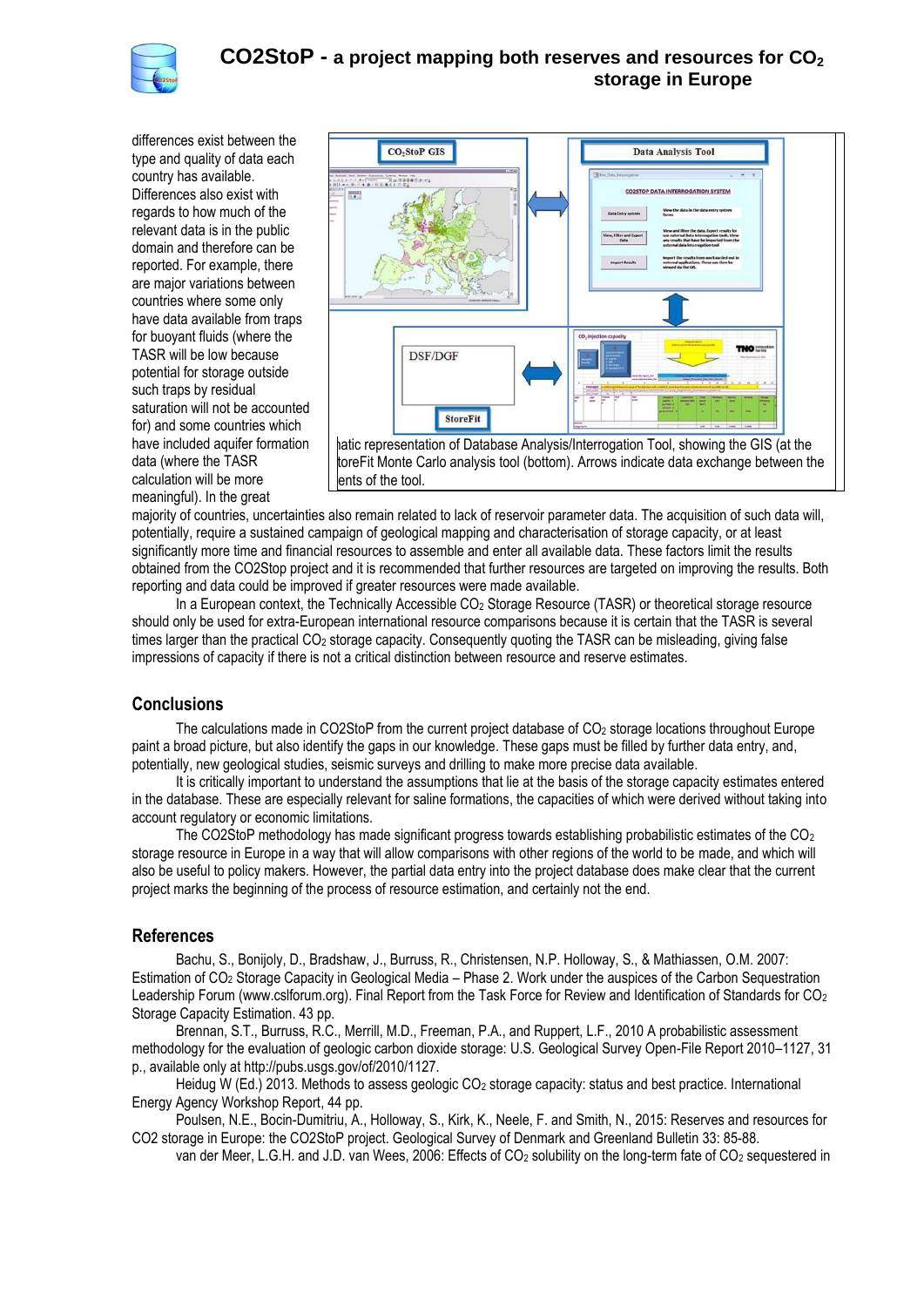differences exist between the type and quality of data each country has available. Differences also exist with regards to how much of the relevant data is in the public domain and therefore can be reported. For example, there are major variations between countries where some only have data available from traps for buoyant fluids (where the TASR will be low because potential for storage outside such traps by residual saturation will not be accounted for) and some countries which have included aquifer formation data (where the TASR calculation will be more meaningful). In the great majority of countries, uncertainties also remain related to lack of reservoir parameter data. The acquisition of such data will, potentially, require a sustained campaign of geological mapping and characterisation of storage capacity, or at least significantly more time and financial resources to assemble and enter all available data. These factors limit the results obtained from the CO2Stop project and it is recommended that further resources are targeted on improving the results. Both reporting and data could be improved if greater resources were made available.

ıatic representation of Database Analysis/Interrogation Tool, showing the GIS (at the toreFit Monte Carlo analysis tool (bottom). Arrows indicate data exchange between the ents of the tool.

In a European context, the Technically Accessible $CO_2$ Storage Resource (TASR) or theoretical storage resource should only be used for extra-European international resource comparisons because it is certain that the TASR is several times larger than the practical $CO_2$ storage capacity. Consequently quoting the TASR can be misleading, giving false impressions of capacity if there is not a critical distinction between resource and reserve estimates.

## Conclusions

The calculations made in CO2StoP from the current project database of $CO_2$ storage locations throughout Europe paint a broad picture, but also identify the gaps in our knowledge. These gaps must be filled by further data entry, and, potentially, new geological studies, seismic surveys and drilling to make more precise data available.

It is critically important to understand the assumptions that lie at the basis of the storage capacity estimates entered in the database. These are especially relevant for saline formations, the capacities of which were derived without taking into account regulatory or economic limitations.

The CO2StoP methodology has made significant progress towards establishing probabilistic estimates of the $CO_2$ storage resource in Europe in a way that will allow comparisons with other regions of the world to be made, and which will also be useful to policy makers. However, the partial data entry into the project database does make clear that the current project marks the beginning of the process of resource estimation, and certainly not the end.

## References

Bachu, S., Bonijoly, D., Bradshaw, J., Burruss, R., Christensen, N.P. Holloway, S., & Mathiassen, O.M. 2007: Estimation of $CO_2$ Storage Capacity in Geological Media – Phase 2. Work under the auspices of the Carbon Sequestration Leadership Forum (www.cslforum.org). Final Report from the Task Force for Review and Identification of Standards for $CO_2$ Storage Capacity Estimation. 43 pp.

Brennan, S.T., Burruss, R.C., Merrill, M.D., Freeman, P.A., and Ruppert, L.F., 2010 A probabilistic assessment methodology for the evaluation of geologic carbon dioxide storage: U.S. Geological Survey Open-File Report 2010–1127, 31 p., available only at http://pubs.usgs.gov/of/2010/1127.

Heidug W (Ed.) 2013. Methods to assess geologic $CO_2$ storage capacity: status and best practice. International Energy Agency Workshop Report, 44 pp.

Poulsen, N.E., Bocin-Dumitriu, A., Holloway, S., Kirk, K., Neele, F. and Smith, N., 2015: Reserves and resources for CO2 storage in Europe: the CO2StoP project. Geological Survey of Denmark and Greenland Bulletin 33: 85-88.

van der Meer, L.G.H. and J.D. van Wees, 2006: Effects of $CO_2$ solubility on the long-term fate of $CO_2$ sequestered in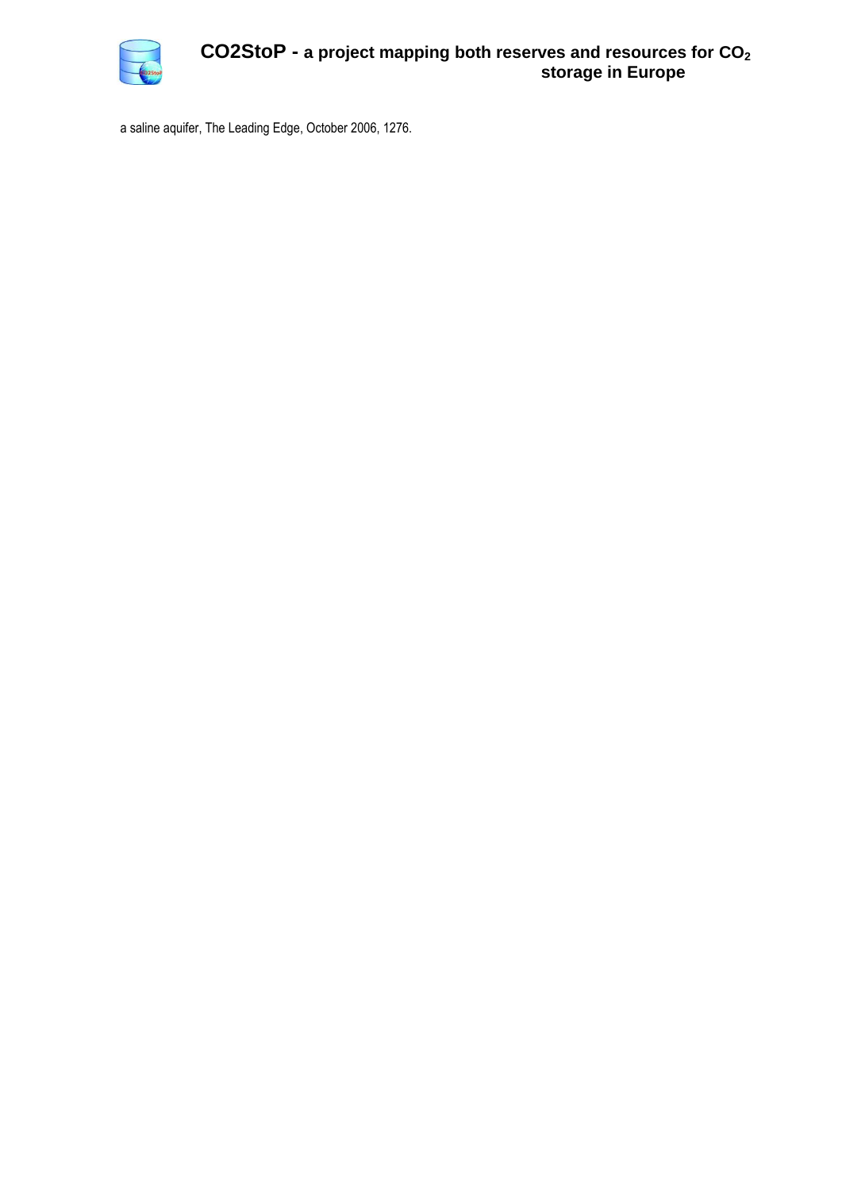a saline aquifer, The Leading Edge, October 2006, 1276.